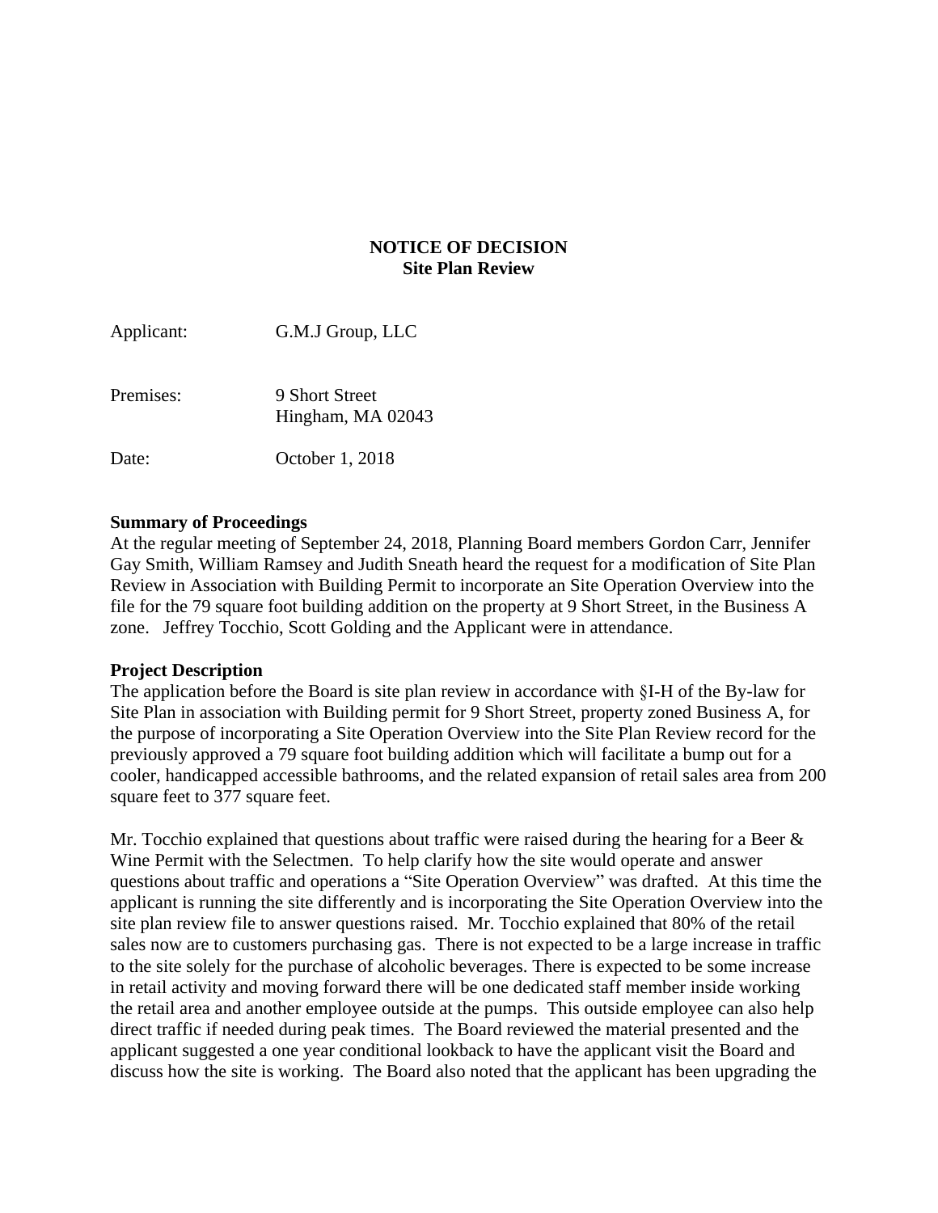**NOTICE OF DECISION**
**Site Plan Review**

Applicant: G.M.J Group, LLC

Premises: 9 Short Street
Hingham, MA 02043

Date: October 1, 2018

**Summary of Proceedings**
At the regular meeting of September 24, 2018, Planning Board members Gordon Carr, Jennifer Gay Smith, William Ramsey and Judith Sneath heard the request for a modification of Site Plan Review in Association with Building Permit to incorporate an Site Operation Overview into the file for the 79 square foot building addition on the property at 9 Short Street, in the Business A zone. Jeffrey Tocchio, Scott Golding and the Applicant were in attendance.

**Project Description**
The application before the Board is site plan review in accordance with §I-H of the By-law for Site Plan in association with Building permit for 9 Short Street, property zoned Business A, for the purpose of incorporating a Site Operation Overview into the Site Plan Review record for the previously approved a 79 square foot building addition which will facilitate a bump out for a cooler, handicapped accessible bathrooms, and the related expansion of retail sales area from 200 square feet to 377 square feet.

Mr. Tocchio explained that questions about traffic were raised during the hearing for a Beer & Wine Permit with the Selectmen. To help clarify how the site would operate and answer questions about traffic and operations a "Site Operation Overview" was drafted. At this time the applicant is running the site differently and is incorporating the Site Operation Overview into the site plan review file to answer questions raised. Mr. Tocchio explained that 80% of the retail sales now are to customers purchasing gas. There is not expected to be a large increase in traffic to the site solely for the purchase of alcoholic beverages. There is expected to be some increase in retail activity and moving forward there will be one dedicated staff member inside working the retail area and another employee outside at the pumps. This outside employee can also help direct traffic if needed during peak times. The Board reviewed the material presented and the applicant suggested a one year conditional lookback to have the applicant visit the Board and discuss how the site is working. The Board also noted that the applicant has been upgrading the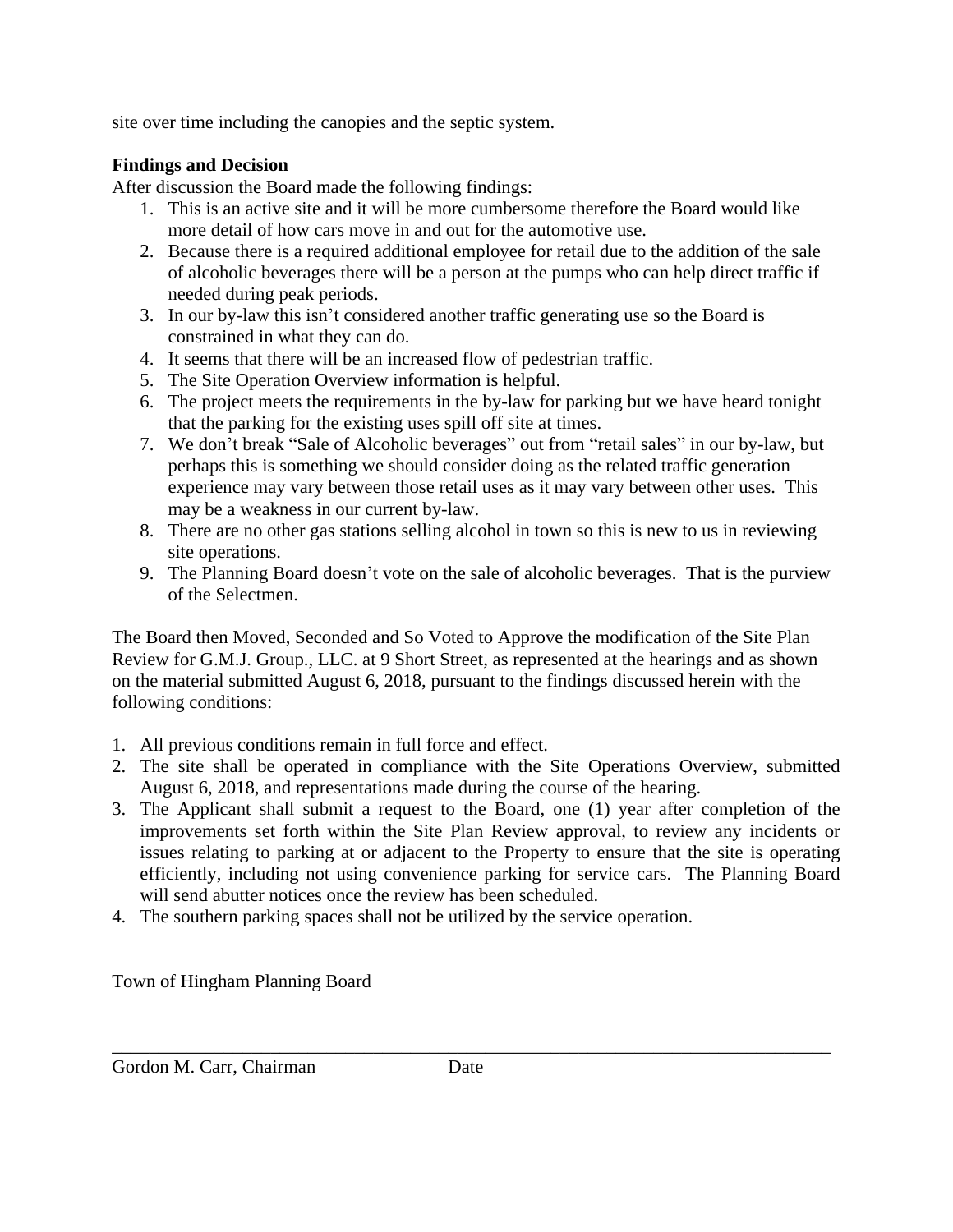site over time including the canopies and the septic system.

**Findings and Decision**

After discussion the Board made the following findings:

1. This is an active site and it will be more cumbersome therefore the Board would like more detail of how cars move in and out for the automotive use.
2. Because there is a required additional employee for retail due to the addition of the sale of alcoholic beverages there will be a person at the pumps who can help direct traffic if needed during peak periods.
3. In our by-law this isn't considered another traffic generating use so the Board is constrained in what they can do.
4. It seems that there will be an increased flow of pedestrian traffic.
5. The Site Operation Overview information is helpful.
6. The project meets the requirements in the by-law for parking but we have heard tonight that the parking for the existing uses spill off site at times.
7. We don't break "Sale of Alcoholic beverages" out from "retail sales" in our by-law, but perhaps this is something we should consider doing as the related traffic generation experience may vary between those retail uses as it may vary between other uses. This may be a weakness in our current by-law.
8. There are no other gas stations selling alcohol in town so this is new to us in reviewing site operations.
9. The Planning Board doesn't vote on the sale of alcoholic beverages. That is the purview of the Selectmen.

The Board then Moved, Seconded and So Voted to Approve the modification of the Site Plan Review for G.M.J. Group., LLC. at 9 Short Street, as represented at the hearings and as shown on the material submitted August 6, 2018, pursuant to the findings discussed herein with the following conditions:

1. All previous conditions remain in full force and effect.
2. The site shall be operated in compliance with the Site Operations Overview, submitted August 6, 2018, and representations made during the course of the hearing.
3. The Applicant shall submit a request to the Board, one (1) year after completion of the improvements set forth within the Site Plan Review approval, to review any incidents or issues relating to parking at or adjacent to the Property to ensure that the site is operating efficiently, including not using convenience parking for service cars. The Planning Board will send abutter notices once the review has been scheduled.
4. The southern parking spaces shall not be utilized by the service operation.

Town of Hingham Planning Board

\_\_\_\_\_\_\_\_\_\_\_\_\_\_\_\_\_\_\_\_\_\_\_\_\_\_\_\_\_\_\_\_\_\_\_\_\_\_\_\_\_\_\_\_\_\_\_\_\_\_\_\_\_\_\_\_\_\_\_\_\_\_\_\_\_\_\_\_\_\_

Gordon M. Carr, Chairman Date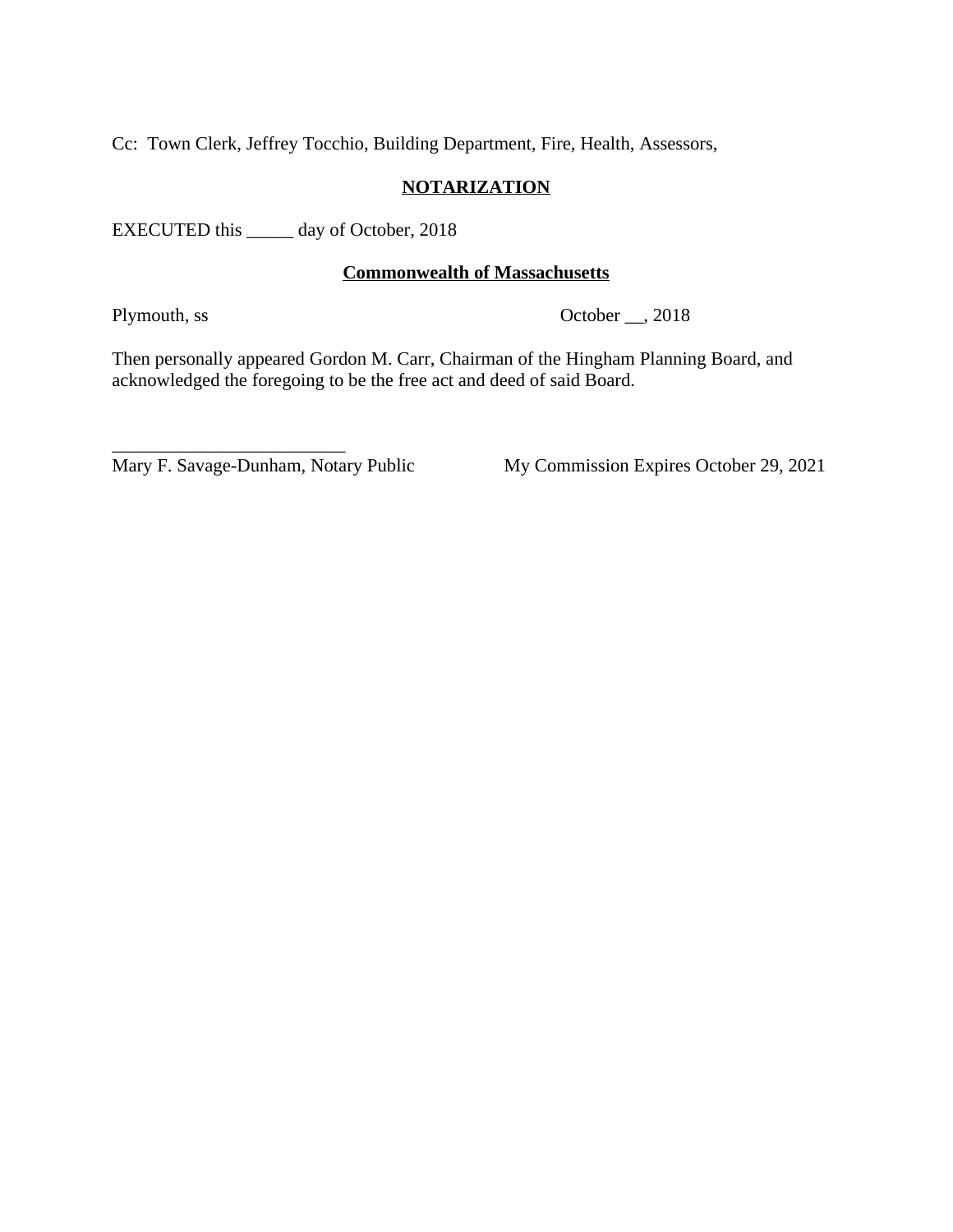Cc: Town Clerk, Jeffrey Tocchio, Building Department, Fire, Health, Assessors,

**NOTARIZATION**

EXECUTED this _____ day of October, 2018

**Commonwealth of Massachusetts**

Plymouth, ss October __, 2018

Then personally appeared Gordon M. Carr, Chairman of the Hingham Planning Board, and acknowledged the foregoing to be the free act and deed of said Board.

_________________________

Mary F. Savage-Dunham, Notary Public My Commission Expires October 29, 2021